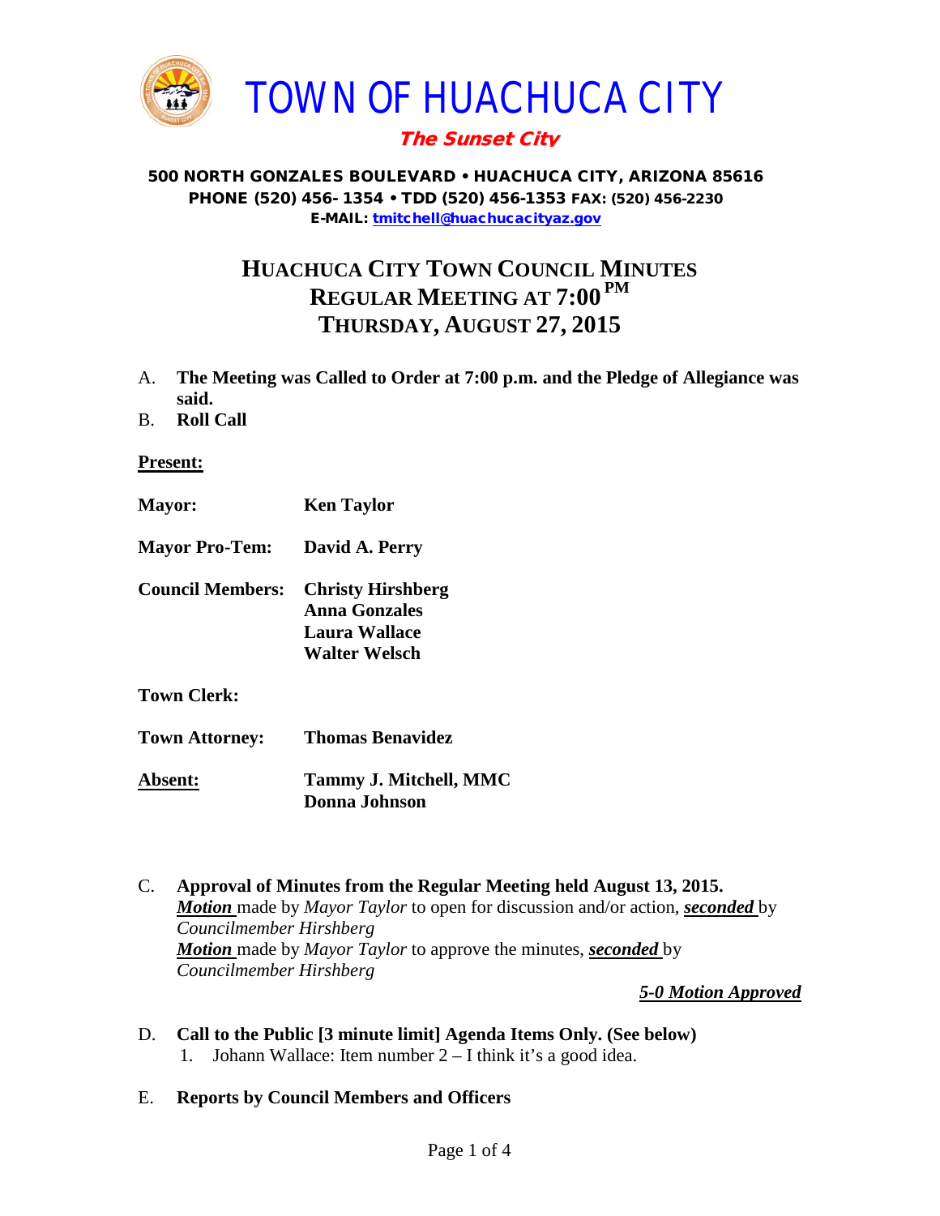# TOWN OF HUACHUCA CITY

***The Sunset City***

**500 NORTH GONZALES BOULEVARD • HUACHUCA CITY, ARIZONA 85616**
**PHONE (520) 456- 1354 • TDD (520) 456-1353 FAX: (520) 456-2230**
**E-MAIL: tmitchell@huachucacityaz.gov**

## HUACHUCA CITY TOWN COUNCIL MINUTES
## REGULAR MEETING AT 7:00 PM
## THURSDAY, AUGUST 27, 2015

A. **The Meeting was Called to Order at 7:00 p.m. and the Pledge of Allegiance was said.**

B. **Roll Call**

**Present:**

**Mayor:** **Ken Taylor**

**Mayor Pro-Tem:** **David A. Perry**

**Council Members:** **Christy Hirshberg**
**Anna Gonzales**
**Laura Wallace**
**Walter Welsch**

**Town Clerk:**

**Town Attorney:** **Thomas Benavidez**

**Absent:** **Tammy J. Mitchell, MMC**
**Donna Johnson**

C. **Approval of Minutes from the Regular Meeting held August 13, 2015.**
***Motion*** made by *Mayor Taylor* to open for discussion and/or action, ***seconded*** by *Councilmember Hirshberg*
***Motion*** made by *Mayor Taylor* to approve the minutes, ***seconded*** by *Councilmember Hirshberg*

***5-0 Motion Approved***

D. **Call to the Public [3 minute limit] Agenda Items Only. (See below)**
   1. Johann Wallace: Item number 2 – I think it's a good idea.

E. **Reports by Council Members and Officers**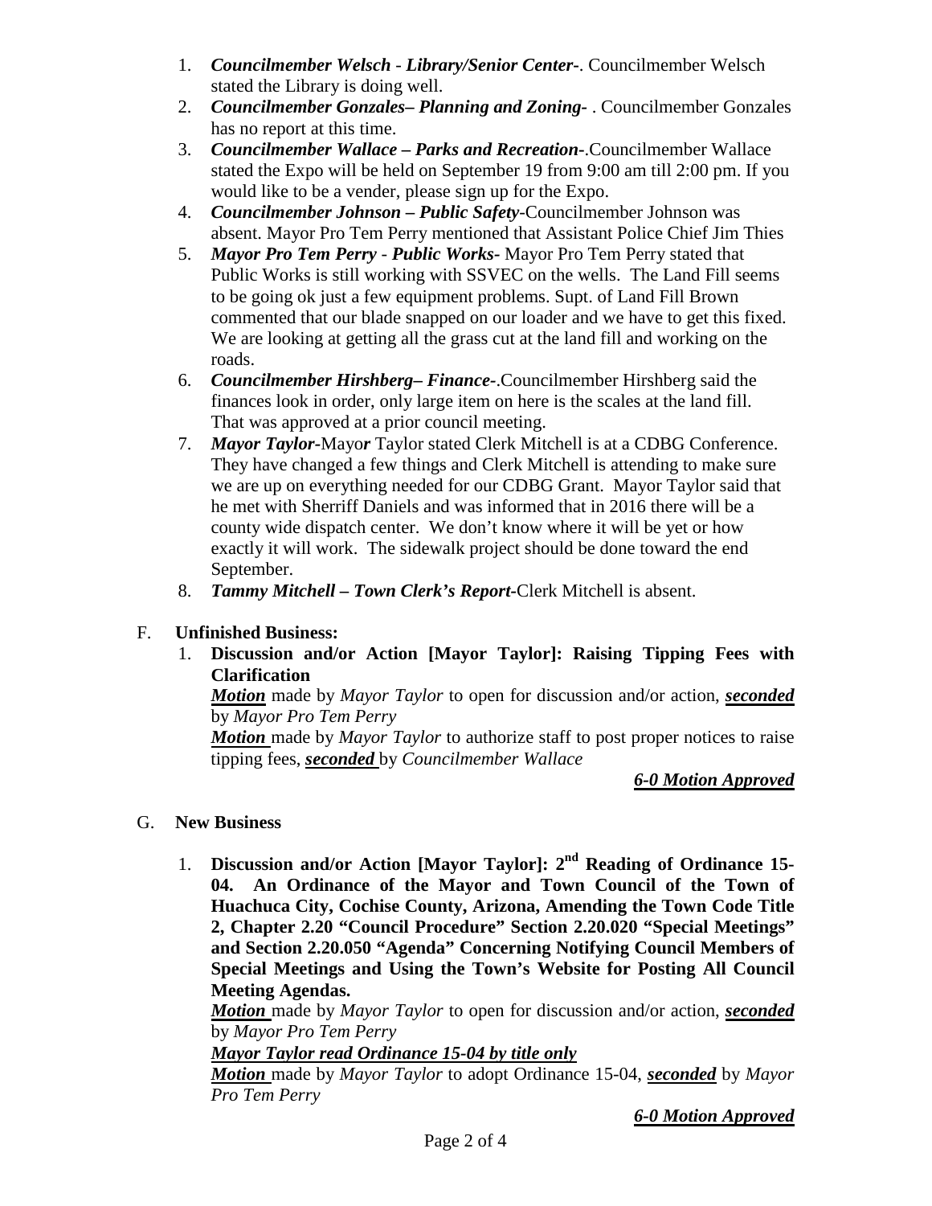1. ***Councilmember Welsch*** - ***Library/Senior Center-***. Councilmember Welsch stated the Library is doing well.
2. ***Councilmember Gonzales– Planning and Zoning-*** . Councilmember Gonzales has no report at this time.
3. ***Councilmember Wallace – Parks and Recreation-***.Councilmember Wallace stated the Expo will be held on September 19 from 9:00 am till 2:00 pm. If you would like to be a vender, please sign up for the Expo.
4. ***Councilmember Johnson – Public Safety-***Councilmember Johnson was absent. Mayor Pro Tem Perry mentioned that Assistant Police Chief Jim Thies
5. ***Mayor Pro Tem Perry*** - ***Public Works-*** Mayor Pro Tem Perry stated that Public Works is still working with SSVEC on the wells. The Land Fill seems to be going ok just a few equipment problems. Supt. of Land Fill Brown commented that our blade snapped on our loader and we have to get this fixed. We are looking at getting all the grass cut at the land fill and working on the roads.
6. ***Councilmember Hirshberg– Finance-***.Councilmember Hirshberg said the finances look in order, only large item on here is the scales at the land fill. That was approved at a prior council meeting.
7. ***Mayor Taylor-***Mayo***r*** Taylor stated Clerk Mitchell is at a CDBG Conference. They have changed a few things and Clerk Mitchell is attending to make sure we are up on everything needed for our CDBG Grant. Mayor Taylor said that he met with Sherriff Daniels and was informed that in 2016 there will be a county wide dispatch center. We don't know where it will be yet or how exactly it will work. The sidewalk project should be done toward the end September.
8. ***Tammy Mitchell – Town Clerk's Report-***Clerk Mitchell is absent.

F. **Unfinished Business:**

1. **Discussion and/or Action [Mayor Taylor]: Raising Tipping Fees with Clarification**

   ***Motion*** made by *Mayor Taylor* to open for discussion and/or action, ***seconded*** by *Mayor Pro Tem Perry*

   ***Motion*** made by *Mayor Taylor* to authorize staff to post proper notices to raise tipping fees, ***seconded*** by *Councilmember Wallace*

   ***6-0 Motion Approved***

G. **New Business**

1. **Discussion and/or Action [Mayor Taylor]: 2nd Reading of Ordinance 15-04. An Ordinance of the Mayor and Town Council of the Town of Huachuca City, Cochise County, Arizona, Amending the Town Code Title 2, Chapter 2.20 "Council Procedure" Section 2.20.020 "Special Meetings" and Section 2.20.050 "Agenda" Concerning Notifying Council Members of Special Meetings and Using the Town's Website for Posting All Council Meeting Agendas.**

   ***Motion*** made by *Mayor Taylor* to open for discussion and/or action, ***seconded*** by *Mayor Pro Tem Perry*

   ***Mayor Taylor read Ordinance 15-04 by title only***

   ***Motion*** made by *Mayor Taylor* to adopt Ordinance 15-04, ***seconded*** by *Mayor Pro Tem Perry*

   ***6-0 Motion Approved***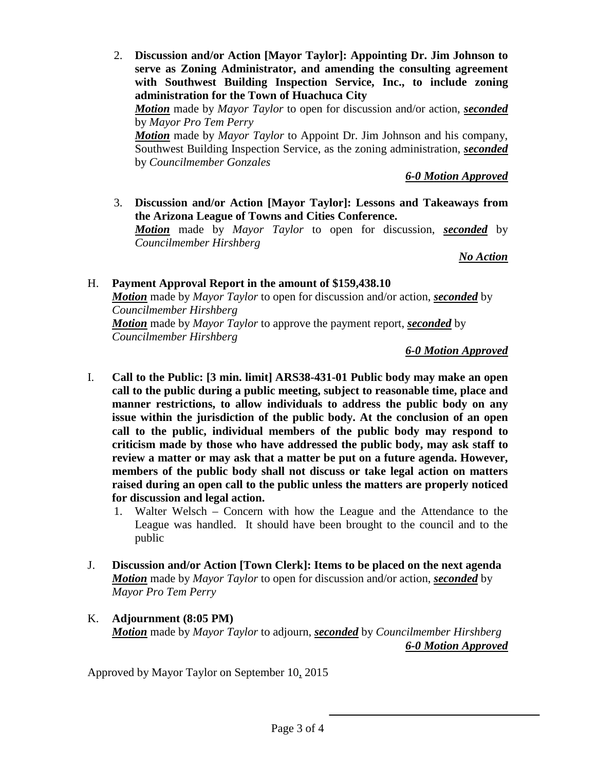2. **Discussion and/or Action [Mayor Taylor]: Appointing Dr. Jim Johnson to serve as Zoning Administrator, and amending the consulting agreement with Southwest Building Inspection Service, Inc., to include zoning administration for the Town of Huachuca City**
   ***Motion*** made by *Mayor Taylor* to open for discussion and/or action, ***seconded*** by *Mayor Pro Tem Perry*
   ***Motion*** made by *Mayor Taylor* to Appoint Dr. Jim Johnson and his company, Southwest Building Inspection Service, as the zoning administration, ***seconded*** by *Councilmember Gonzales*

   ***6-0 Motion Approved***

3. **Discussion and/or Action [Mayor Taylor]: Lessons and Takeaways from the Arizona League of Towns and Cities Conference.**
   ***Motion*** made by *Mayor Taylor* to open for discussion, ***seconded*** by *Councilmember Hirshberg*

   ***No Action***

H. **Payment Approval Report in the amount of $159,438.10**
***Motion*** made by *Mayor Taylor* to open for discussion and/or action, ***seconded*** by *Councilmember Hirshberg*
***Motion*** made by *Mayor Taylor* to approve the payment report, ***seconded*** by *Councilmember Hirshberg*

***6-0 Motion Approved***

I. **Call to the Public: [3 min. limit] ARS38-431-01 Public body may make an open call to the public during a public meeting, subject to reasonable time, place and manner restrictions, to allow individuals to address the public body on any issue within the jurisdiction of the public body. At the conclusion of an open call to the public, individual members of the public body may respond to criticism made by those who have addressed the public body, may ask staff to review a matter or may ask that a matter be put on a future agenda. However, members of the public body shall not discuss or take legal action on matters raised during an open call to the public unless the matters are properly noticed for discussion and legal action.**
   1. Walter Welsch – Concern with how the League and the Attendance to the League was handled. It should have been brought to the council and to the public

J. **Discussion and/or Action [Town Clerk]: Items to be placed on the next agenda**
***Motion*** made by *Mayor Taylor* to open for discussion and/or action, ***seconded*** by *Mayor Pro Tem Perry*

K. **Adjournment (8:05 PM)**
***Motion*** made by *Mayor Taylor* to adjourn, ***seconded*** by *Councilmember Hirshberg*

***6-0 Motion Approved***

Approved by Mayor Taylor on September 10, 2015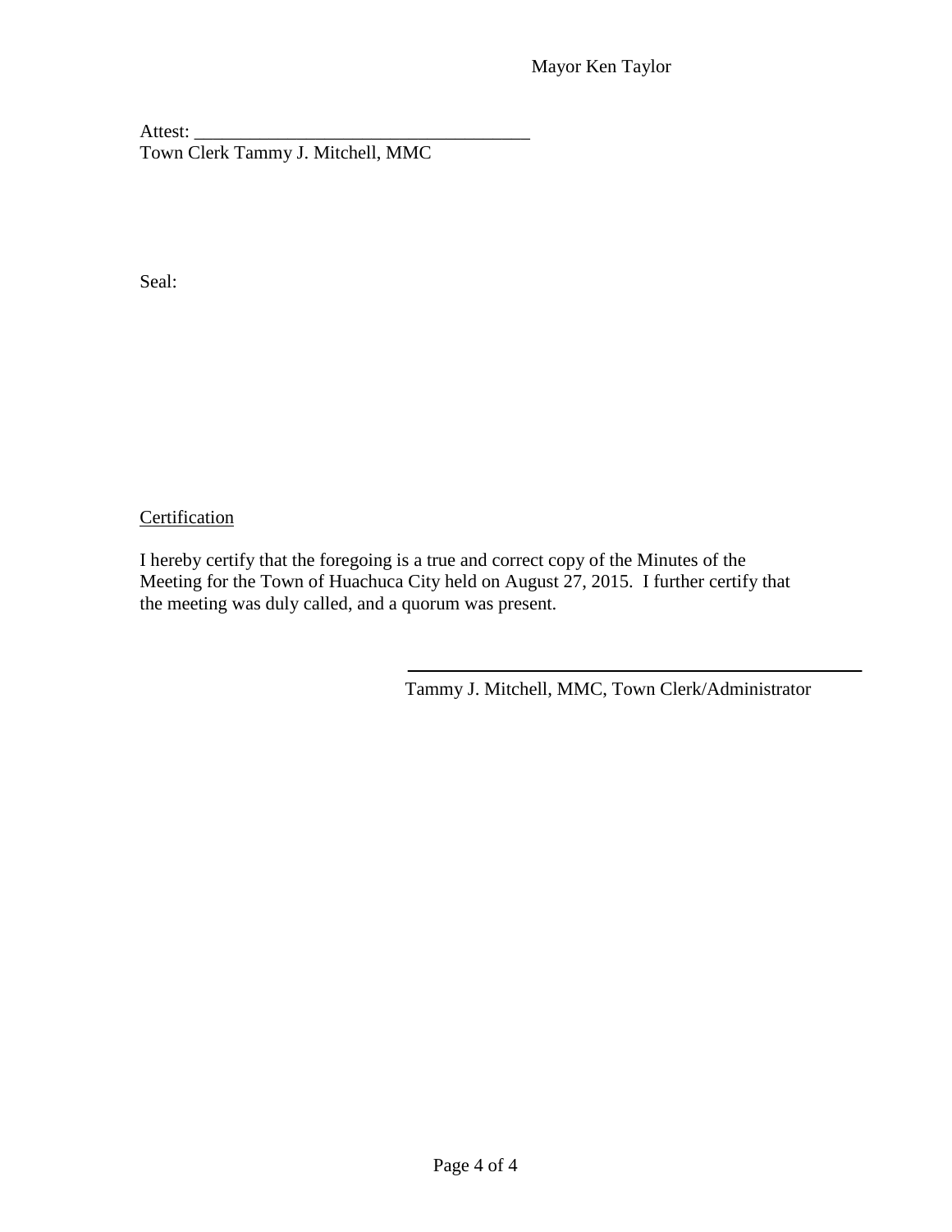Mayor Ken Taylor

Attest: ___________________________________
Town Clerk Tammy J. Mitchell, MMC

Seal:

Certification

I hereby certify that the foregoing is a true and correct copy of the Minutes of the Meeting for the Town of Huachuca City held on August 27, 2015. I further certify that the meeting was duly called, and a quorum was present.

_______________________________________________

Tammy J. Mitchell, MMC, Town Clerk/Administrator